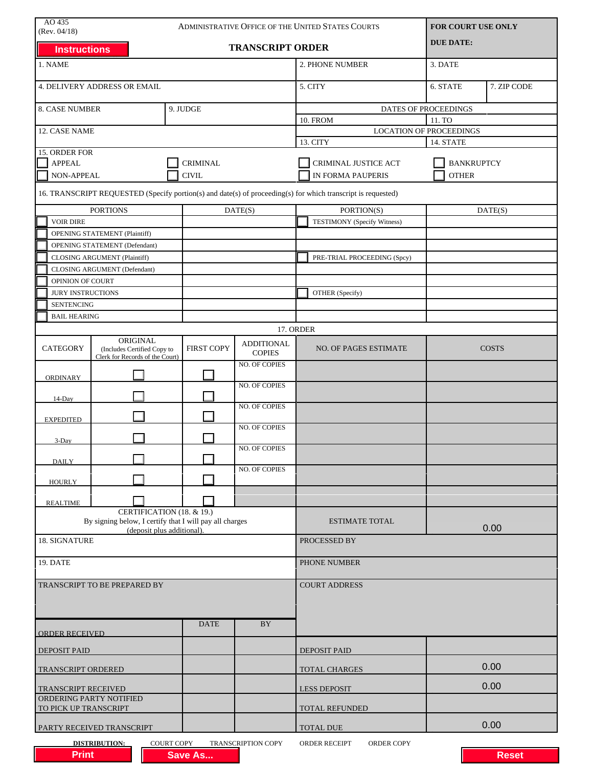AO 435
(Rev. 04/18)

ADMINISTRATIVE OFFICE OF THE UNITED STATES COURTS

**FOR COURT USE ONLY**

**DUE DATE:**

Instructions

# TRANSCRIPT ORDER

| 1. NAME | | 2. PHONE NUMBER | 3. DATE | |
|---|---|---|---|---|
| 4. DELIVERY ADDRESS OR EMAIL | | 5. CITY | 6. STATE | 7. ZIP CODE |
| 8. CASE NUMBER | 9. JUDGE | DATES OF PROCEEDINGS | | |
| | | 10. FROM | 11. TO | |
| 12. CASE NAME | | LOCATION OF PROCEEDINGS | | |
| | | 13. CITY | 14. STATE | |

15. ORDER FOR

| | | | |
|---|---|---|---|
| ☐ APPEAL | ☐ CRIMINAL | ☐ CRIMINAL JUSTICE ACT | ☐ BANKRUPTCY |
| ☐ NON-APPEAL | ☐ CIVIL | ☐ IN FORMA PAUPERIS | ☐ OTHER |

16. TRANSCRIPT REQUESTED (Specify portion(s) and date(s) of proceeding(s) for which transcript is requested)

| PORTIONS | DATE(S) | PORTION(S) | DATE(S) |
|---|---|---|---|
| ☐ VOIR DIRE | | ☐ TESTIMONY (Specify Witness) | |
| ☐ OPENING STATEMENT (Plaintiff) | | | |
| ☐ OPENING STATEMENT (Defendant) | | | |
| ☐ CLOSING ARGUMENT (Plaintiff) | | ☐ PRE-TRIAL PROCEEDING (Spcy) | |
| ☐ CLOSING ARGUMENT (Defendant) | | | |
| ☐ OPINION OF COURT | | | |
| ☐ JURY INSTRUCTIONS | | ☐ OTHER (Specify) | |
| ☐ SENTENCING | | | |
| ☐ BAIL HEARING | | | |

17. ORDER

| CATEGORY | ORIGINAL (Includes Certified Copy to Clerk for Records of the Court) | FIRST COPY | ADDITIONAL COPIES | NO. OF PAGES ESTIMATE | COSTS |
|---|---|---|---|---|---|
| ORDINARY | ☐ | ☐ | NO. OF COPIES | | |
| 14-Day | ☐ | ☐ | NO. OF COPIES | | |
| EXPEDITED | ☐ | ☐ | NO. OF COPIES | | |
| 3-Day | ☐ | ☐ | NO. OF COPIES | | |
| DAILY | ☐ | ☐ | NO. OF COPIES | | |
| HOURLY | ☐ | ☐ | NO. OF COPIES | | |
| REALTIME | ☐ | ☐ | | | |

| | | |
|---|---|---|
| CERTIFICATION (18. & 19.) By signing below, I certify that I will pay all charges (deposit plus additional). | ESTIMATE TOTAL | 0.00 |
| 18. SIGNATURE | PROCESSED BY | |
| 19. DATE | PHONE NUMBER | |

| TRANSCRIPT TO BE PREPARED BY | | | COURT ADDRESS | |
|---|---|---|---|---|
| ORDER RECEIVED | DATE | BY | | |
| DEPOSIT PAID | | | DEPOSIT PAID | |
| TRANSCRIPT ORDERED | | | TOTAL CHARGES | 0.00 |
| TRANSCRIPT RECEIVED | | | LESS DEPOSIT | 0.00 |
| ORDERING PARTY NOTIFIED TO PICK UP TRANSCRIPT | | | TOTAL REFUNDED | |
| PARTY RECEIVED TRANSCRIPT | | | TOTAL DUE | 0.00 |

**DISTRIBUTION:** COURT COPY  TRANSCRIPTION COPY  ORDER RECEIPT  ORDER COPY

Print  Save As...  Reset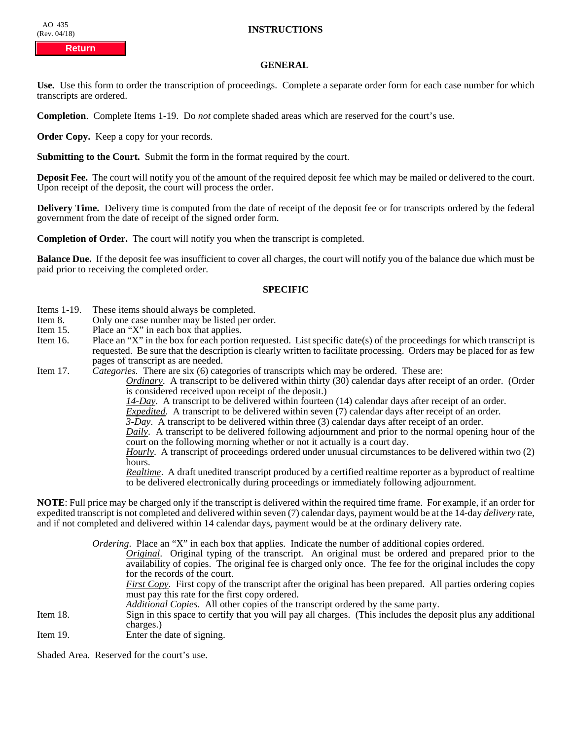AO 435
(Rev. 04/18)

Return

# INSTRUCTIONS

## GENERAL

**Use.** Use this form to order the transcription of proceedings. Complete a separate order form for each case number for which transcripts are ordered.

**Completion**. Complete Items 1-19. Do *not* complete shaded areas which are reserved for the court's use.

**Order Copy.** Keep a copy for your records.

**Submitting to the Court.** Submit the form in the format required by the court.

**Deposit Fee.** The court will notify you of the amount of the required deposit fee which may be mailed or delivered to the court. Upon receipt of the deposit, the court will process the order.

**Delivery Time.** Delivery time is computed from the date of receipt of the deposit fee or for transcripts ordered by the federal government from the date of receipt of the signed order form.

**Completion of Order.** The court will notify you when the transcript is completed.

**Balance Due.** If the deposit fee was insufficient to cover all charges, the court will notify you of the balance due which must be paid prior to receiving the completed order.

## SPECIFIC

Items 1-19. These items should always be completed.

Item 8. Only one case number may be listed per order.

Item 15. Place an "X" in each box that applies.

Item 16. Place an "X" in the box for each portion requested. List specific date(s) of the proceedings for which transcript is requested. Be sure that the description is clearly written to facilitate processing. Orders may be placed for as few pages of transcript as are needed.

Item 17. *Categories.* There are six (6) categories of transcripts which may be ordered. These are:

- *Ordinary*. A transcript to be delivered within thirty (30) calendar days after receipt of an order. (Order is considered received upon receipt of the deposit.)
- *14-Day*. A transcript to be delivered within fourteen (14) calendar days after receipt of an order.
- *Expedited*. A transcript to be delivered within seven (7) calendar days after receipt of an order.
- *3-Day*. A transcript to be delivered within three (3) calendar days after receipt of an order.
- *Daily*. A transcript to be delivered following adjournment and prior to the normal opening hour of the court on the following morning whether or not it actually is a court day.
- *Hourly*. A transcript of proceedings ordered under unusual circumstances to be delivered within two (2) hours.
- *Realtime*. A draft unedited transcript produced by a certified realtime reporter as a byproduct of realtime to be delivered electronically during proceedings or immediately following adjournment.

**NOTE**: Full price may be charged only if the transcript is delivered within the required time frame. For example, if an order for expedited transcript is not completed and delivered within seven (7) calendar days, payment would be at the 14-day *delivery* rate, and if not completed and delivered within 14 calendar days, payment would be at the ordinary delivery rate.

*Ordering*. Place an "X" in each box that applies. Indicate the number of additional copies ordered.

- *Original*. Original typing of the transcript. An original must be ordered and prepared prior to the availability of copies. The original fee is charged only once. The fee for the original includes the copy for the records of the court.
- *First Copy*. First copy of the transcript after the original has been prepared. All parties ordering copies must pay this rate for the first copy ordered.
- *Additional Copies*. All other copies of the transcript ordered by the same party.

Item 18. Sign in this space to certify that you will pay all charges. (This includes the deposit plus any additional charges.)

Item 19. Enter the date of signing.

Shaded Area. Reserved for the court's use.